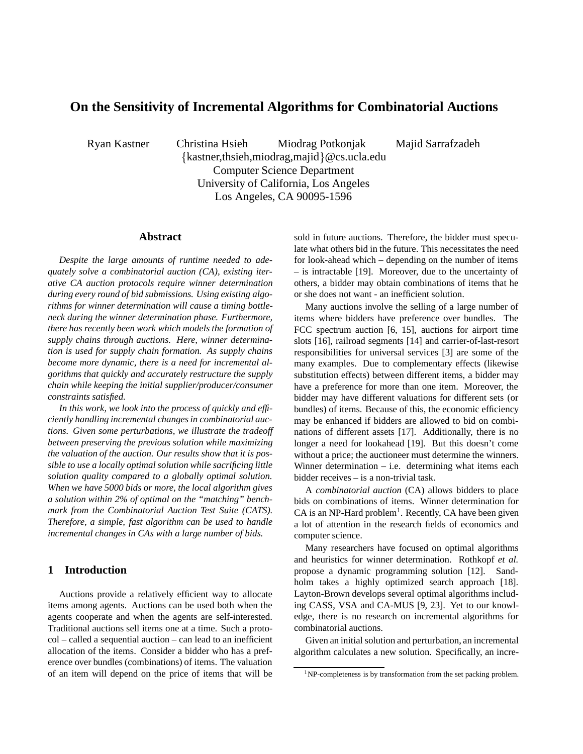# On the Sensitivity of Incremental Algorithms for Combinatorial Auctions

Ryan Kastner   Christina Hsieh   Miodrag Potkonjak   Majid Sarrafzadeh

{kastner,thsieh,miodrag,majid}@cs.ucla.edu

Computer Science Department

University of California, Los Angeles

Los Angeles, CA 90095-1596

## Abstract

*Despite the large amounts of runtime needed to adequately solve a combinatorial auction (CA), existing iterative CA auction protocols require winner determination during every round of bid submissions. Using existing algorithms for winner determination will cause a timing bottleneck during the winner determination phase. Furthermore, there has recently been work which models the formation of supply chains through auctions. Here, winner determination is used for supply chain formation. As supply chains become more dynamic, there is a need for incremental algorithms that quickly and accurately restructure the supply chain while keeping the initial supplier/producer/consumer constraints satisfied.*

*In this work, we look into the process of quickly and efficiently handling incremental changes in combinatorial auctions. Given some perturbations, we illustrate the tradeoff between preserving the previous solution while maximizing the valuation of the auction. Our results show that it is possible to use a locally optimal solution while sacrificing little solution quality compared to a globally optimal solution. When we have 5000 bids or more, the local algorithm gives a solution within 2% of optimal on the "matching" benchmark from the Combinatorial Auction Test Suite (CATS). Therefore, a simple, fast algorithm can be used to handle incremental changes in CAs with a large number of bids.*

## 1 Introduction

Auctions provide a relatively efficient way to allocate items among agents. Auctions can be used both when the agents cooperate and when the agents are self-interested. Traditional auctions sell items one at a time. Such a protocol – called a sequential auction – can lead to an inefficient allocation of the items. Consider a bidder who has a preference over bundles (combinations) of items. The valuation of an item will depend on the price of items that will be sold in future auctions. Therefore, the bidder must speculate what others bid in the future. This necessitates the need for look-ahead which – depending on the number of items – is intractable [19]. Moreover, due to the uncertainty of others, a bidder may obtain combinations of items that he or she does not want - an inefficient solution.

Many auctions involve the selling of a large number of items where bidders have preference over bundles. The FCC spectrum auction [6, 15], auctions for airport time slots [16], railroad segments [14] and carrier-of-last-resort responsibilities for universal services [3] are some of the many examples. Due to complementary effects (likewise substitution effects) between different items, a bidder may have a preference for more than one item. Moreover, the bidder may have different valuations for different sets (or bundles) of items. Because of this, the economic efficiency may be enhanced if bidders are allowed to bid on combinations of different assets [17]. Additionally, there is no longer a need for lookahead [19]. But this doesn't come without a price; the auctioneer must determine the winners. Winner determination – i.e. determining what items each bidder receives – is a non-trivial task.

A *combinatorial auction* (CA) allows bidders to place bids on combinations of items. Winner determination for CA is an NP-Hard problem[1]. Recently, CA have been given a lot of attention in the research fields of economics and computer science.

Many researchers have focused on optimal algorithms and heuristics for winner determination. Rothkopf *et al.* propose a dynamic programming solution [12]. Sandholm takes a highly optimized search approach [18]. Layton-Brown develops several optimal algorithms including CASS, VSA and CA-MUS [9, 23]. Yet to our knowledge, there is no research on incremental algorithms for combinatorial auctions.

Given an initial solution and perturbation, an incremental algorithm calculates a new solution. Specifically, an incre-

[1] NP-completeness is by transformation from the set packing problem.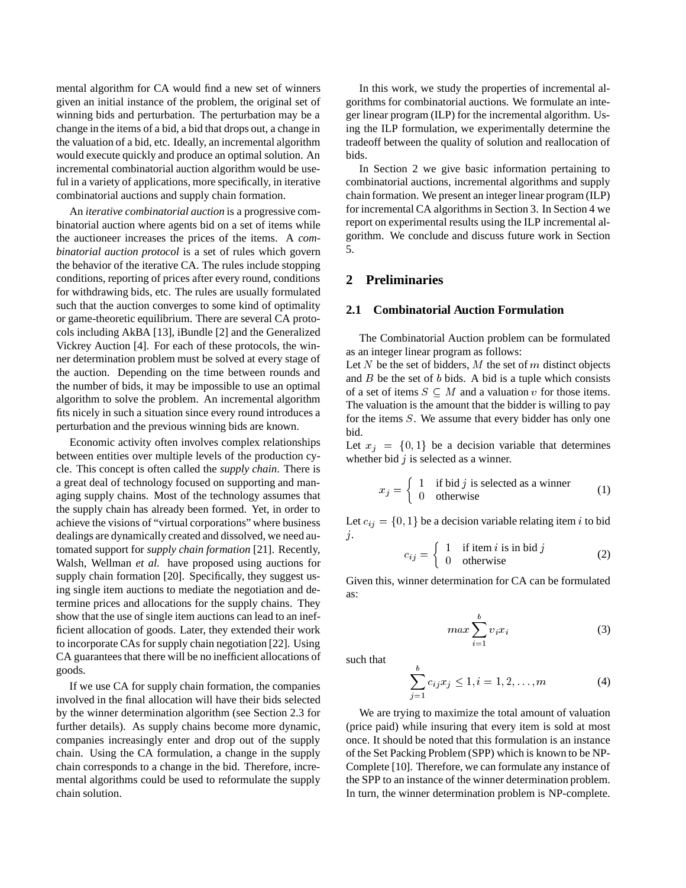mental algorithm for CA would find a new set of winners given an initial instance of the problem, the original set of winning bids and perturbation. The perturbation may be a change in the items of a bid, a bid that drops out, a change in the valuation of a bid, etc. Ideally, an incremental algorithm would execute quickly and produce an optimal solution. An incremental combinatorial auction algorithm would be useful in a variety of applications, more specifically, in iterative combinatorial auctions and supply chain formation.

An *iterative combinatorial auction* is a progressive combinatorial auction where agents bid on a set of items while the auctioneer increases the prices of the items. A *combinatorial auction protocol* is a set of rules which govern the behavior of the iterative CA. The rules include stopping conditions, reporting of prices after every round, conditions for withdrawing bids, etc. The rules are usually formulated such that the auction converges to some kind of optimality or game-theoretic equilibrium. There are several CA protocols including AkBA [13], iBundle [2] and the Generalized Vickrey Auction [4]. For each of these protocols, the winner determination problem must be solved at every stage of the auction. Depending on the time between rounds and the number of bids, it may be impossible to use an optimal algorithm to solve the problem. An incremental algorithm fits nicely in such a situation since every round introduces a perturbation and the previous winning bids are known.

Economic activity often involves complex relationships between entities over multiple levels of the production cycle. This concept is often called the *supply chain*. There is a great deal of technology focused on supporting and managing supply chains. Most of the technology assumes that the supply chain has already been formed. Yet, in order to achieve the visions of "virtual corporations" where business dealings are dynamically created and dissolved, we need automated support for *supply chain formation* [21]. Recently, Walsh, Wellman *et al.* have proposed using auctions for supply chain formation [20]. Specifically, they suggest using single item auctions to mediate the negotiation and determine prices and allocations for the supply chains. They show that the use of single item auctions can lead to an inefficient allocation of goods. Later, they extended their work to incorporate CAs for supply chain negotiation [22]. Using CA guarantees that there will be no inefficient allocations of goods.

If we use CA for supply chain formation, the companies involved in the final allocation will have their bids selected by the winner determination algorithm (see Section 2.3 for further details). As supply chains become more dynamic, companies increasingly enter and drop out of the supply chain. Using the CA formulation, a change in the supply chain corresponds to a change in the bid. Therefore, incremental algorithms could be used to reformulate the supply chain solution.

In this work, we study the properties of incremental algorithms for combinatorial auctions. We formulate an integer linear program (ILP) for the incremental algorithm. Using the ILP formulation, we experimentally determine the tradeoff between the quality of solution and reallocation of bids.

In Section 2 we give basic information pertaining to combinatorial auctions, incremental algorithms and supply chain formation. We present an integer linear program (ILP) for incremental CA algorithms in Section 3. In Section 4 we report on experimental results using the ILP incremental algorithm. We conclude and discuss future work in Section 5.

## 2 Preliminaries

### 2.1 Combinatorial Auction Formulation

The Combinatorial Auction problem can be formulated as an integer linear program as follows:

Let $N$ be the set of bidders, $M$ the set of $m$ distinct objects and $B$ be the set of $b$ bids. A bid is a tuple which consists of a set of items $S \subseteq M$ and a valuation $v$ for those items. The valuation is the amount that the bidder is willing to pay for the items $S$. We assume that every bidder has only one bid.

Let $x_j = \{0, 1\}$ be a decision variable that determines whether bid $j$ is selected as a winner.

$$x_j = \begin{cases} 1 & \text{if bid } j \text{ is selected as a winner} \\ 0 & \text{otherwise} \end{cases} \tag{1}$$

Let $c_{ij} = \{0, 1\}$ be a decision variable relating item $i$ to bid $j$.

$$c_{ij} = \begin{cases} 1 & \text{if item } i \text{ is in bid } j \\ 0 & \text{otherwise} \end{cases} \tag{2}$$

Given this, winner determination for CA can be formulated as:

$$max \sum_{i=1}^{b} v_i x_i \tag{3}$$

such that

$$\sum_{j=1}^{b} c_{ij} x_j \leq 1, i = 1, 2, \ldots, m \tag{4}$$

We are trying to maximize the total amount of valuation (price paid) while insuring that every item is sold at most once. It should be noted that this formulation is an instance of the Set Packing Problem (SPP) which is known to be NP-Complete [10]. Therefore, we can formulate any instance of the SPP to an instance of the winner determination problem. In turn, the winner determination problem is NP-complete.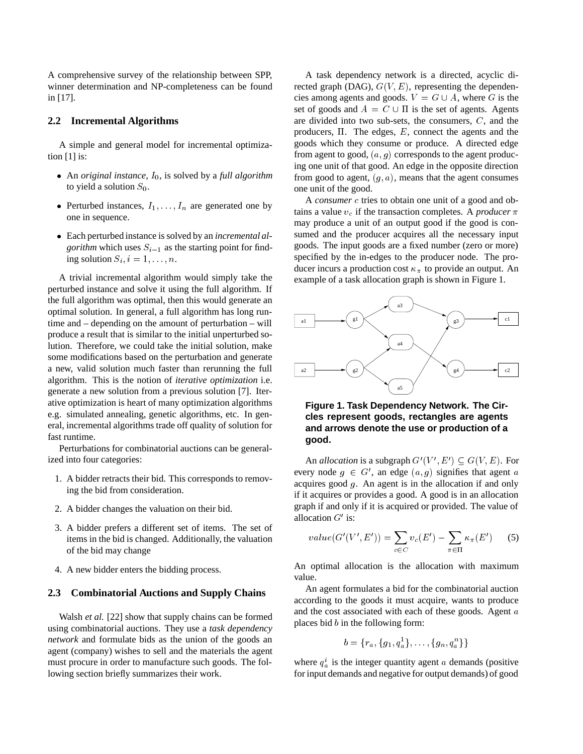A comprehensive survey of the relationship between SPP, winner determination and NP-completeness can be found in [17].

### 2.2 Incremental Algorithms

A simple and general model for incremental optimization [1] is:

- An *original instance*, $I_0$, is solved by a *full algorithm* to yield a solution $S_0$.
- Perturbed instances, $I_1, \ldots, I_n$ are generated one by one in sequence.
- Each perturbed instance is solved by an *incremental algorithm* which uses $S_{i-1}$ as the starting point for finding solution $S_i, i = 1, \ldots, n$.

A trivial incremental algorithm would simply take the perturbed instance and solve it using the full algorithm. If the full algorithm was optimal, then this would generate an optimal solution. In general, a full algorithm has long runtime and – depending on the amount of perturbation – will produce a result that is similar to the initial unperturbed solution. Therefore, we could take the initial solution, make some modifications based on the perturbation and generate a new, valid solution much faster than rerunning the full algorithm. This is the notion of *iterative optimization* i.e. generate a new solution from a previous solution [7]. Iterative optimization is heart of many optimization algorithms e.g. simulated annealing, genetic algorithms, etc. In general, incremental algorithms trade off quality of solution for fast runtime.

Perturbations for combinatorial auctions can be generalized into four categories:

1. A bidder retracts their bid. This corresponds to removing the bid from consideration.
2. A bidder changes the valuation on their bid.
3. A bidder prefers a different set of items. The set of items in the bid is changed. Additionally, the valuation of the bid may change
4. A new bidder enters the bidding process.

### 2.3 Combinatorial Auctions and Supply Chains

Walsh *et al.* [22] show that supply chains can be formed using combinatorial auctions. They use a *task dependency network* and formulate bids as the union of the goods an agent (company) wishes to sell and the materials the agent must procure in order to manufacture such goods. The following section briefly summarizes their work.

A task dependency network is a directed, acyclic directed graph (DAG), $G(V, E)$, representing the dependencies among agents and goods. $V = G \cup A$, where $G$ is the set of goods and $A = C \cup \Pi$ is the set of agents. Agents are divided into two sub-sets, the consumers, $C$, and the producers, $\Pi$. The edges, $E$, connect the agents and the goods which they consume or produce. A directed edge from agent to good, $(a, g)$ corresponds to the agent producing one unit of that good. An edge in the opposite direction from good to agent, $(g, a)$, means that the agent consumes one unit of the good.

A *consumer* $c$ tries to obtain one unit of a good and obtains a value $v_c$ if the transaction completes. A *producer* $\pi$ may produce a unit of an output good if the good is consumed and the producer acquires all the necessary input goods. The input goods are a fixed number (zero or more) specified by the in-edges to the producer node. The producer incurs a production cost $\kappa_\pi$ to provide an output. An example of a task allocation graph is shown in Figure 1.

**Figure 1. Task Dependency Network. The Circles represent goods, rectangles are agents and arrows denote the use or production of a good.**

An *allocation* is a subgraph $G'(V', E') \subseteq G(V, E)$. For every node $g \in G'$, an edge $(a, g)$ signifies that agent $a$ acquires good $g$. An agent is in the allocation if and only if it acquires or provides a good. A good is in an allocation graph if and only if it is acquired or provided. The value of allocation $G'$ is:

$$value(G'(V', E')) = \sum_{c \in C} v_c(E') - \sum_{\pi \in \Pi} \kappa_\pi(E') \quad (5)$$

An optimal allocation is the allocation with maximum value.

An agent formulates a bid for the combinatorial auction according to the goods it must acquire, wants to produce and the cost associated with each of these goods. Agent $a$ places bid $b$ in the following form:

$$b = \{r_a, \{g_1, q_a^1\}, \ldots, \{g_n, q_a^n\}\}$$

where $q_a^i$ is the integer quantity agent $a$ demands (positive for input demands and negative for output demands) of good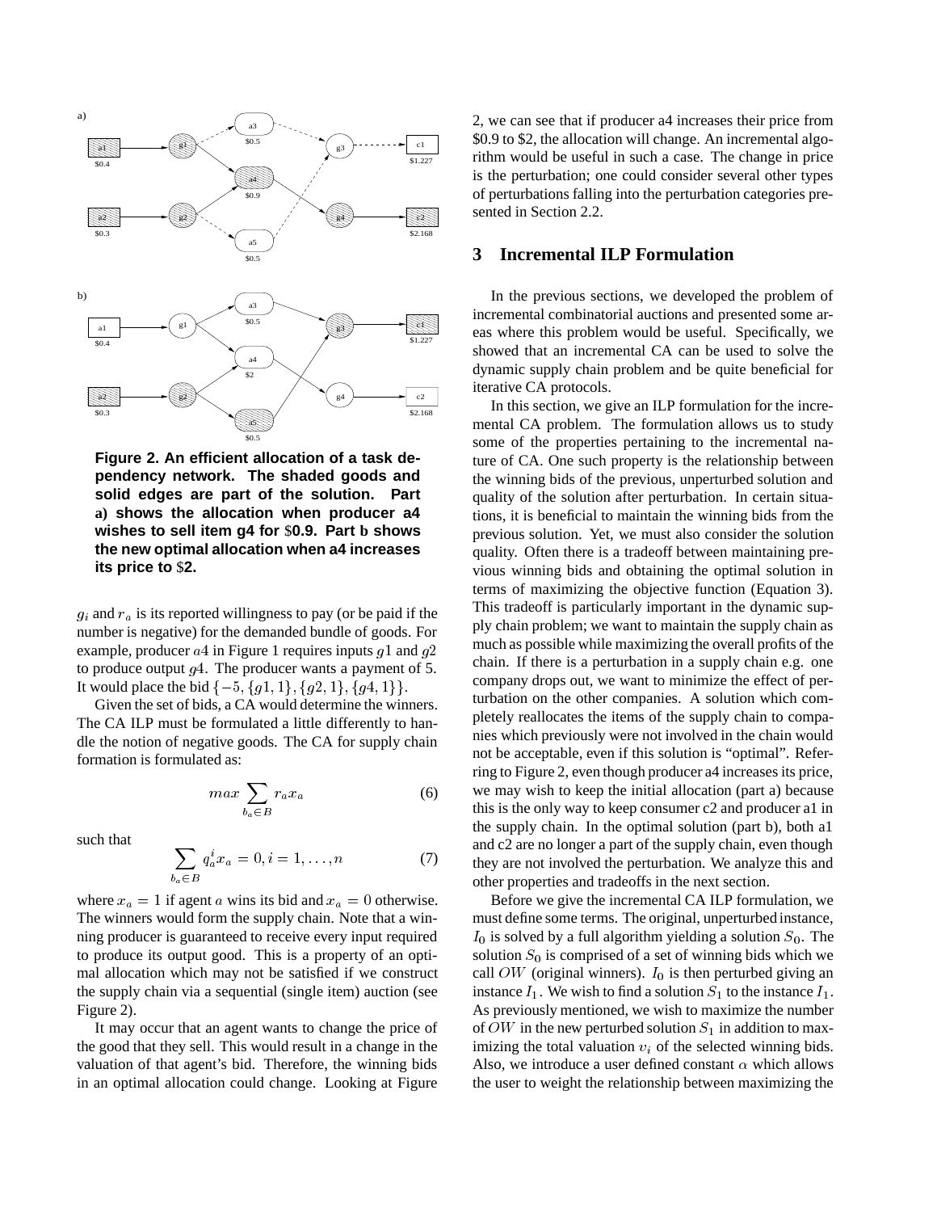**Figure 2. An efficient allocation of a task dependency network. The shaded goods and solid edges are part of the solution. Part a) shows the allocation when producer a4 wishes to sell item g4 for \$0.9. Part b shows the new optimal allocation when a4 increases its price to \$2.**

$g_i$ and $r_a$ is its reported willingness to pay (or be paid if the number is negative) for the demanded bundle of goods. For example, producer $a4$ in Figure 1 requires inputs $g1$ and $g2$ to produce output $g4$. The producer wants a payment of 5. It would place the bid $\{-5, \{g1, 1\}, \{g2, 1\}, \{g4, 1\}\}$.

Given the set of bids, a CA would determine the winners. The CA ILP must be formulated a little differently to handle the notion of negative goods. The CA for supply chain formation is formulated as:

$$max \sum_{b_a \in B} r_a x_a \tag{6}$$

such that

$$\sum_{b_a \in B} q_a^i x_a = 0, i = 1, \ldots, n \tag{7}$$

where $x_a = 1$ if agent $a$ wins its bid and $x_a = 0$ otherwise. The winners would form the supply chain. Note that a winning producer is guaranteed to receive every input required to produce its output good. This is a property of an optimal allocation which may not be satisfied if we construct the supply chain via a sequential (single item) auction (see Figure 2).

It may occur that an agent wants to change the price of the good that they sell. This would result in a change in the valuation of that agent's bid. Therefore, the winning bids in an optimal allocation could change. Looking at Figure 2, we can see that if producer a4 increases their price from \$0.9 to \$2, the allocation will change. An incremental algorithm would be useful in such a case. The change in price is the perturbation; one could consider several other types of perturbations falling into the perturbation categories presented in Section 2.2.

## 3 Incremental ILP Formulation

In the previous sections, we developed the problem of incremental combinatorial auctions and presented some areas where this problem would be useful. Specifically, we showed that an incremental CA can be used to solve the dynamic supply chain problem and be quite beneficial for iterative CA protocols.

In this section, we give an ILP formulation for the incremental CA problem. The formulation allows us to study some of the properties pertaining to the incremental nature of CA. One such property is the relationship between the winning bids of the previous, unperturbed solution and quality of the solution after perturbation. In certain situations, it is beneficial to maintain the winning bids from the previous solution. Yet, we must also consider the solution quality. Often there is a tradeoff between maintaining previous winning bids and obtaining the optimal solution in terms of maximizing the objective function (Equation 3). This tradeoff is particularly important in the dynamic supply chain problem; we want to maintain the supply chain as much as possible while maximizing the overall profits of the chain. If there is a perturbation in a supply chain e.g. one company drops out, we want to minimize the effect of perturbation on the other companies. A solution which completely reallocates the items of the supply chain to companies which previously were not involved in the chain would not be acceptable, even if this solution is "optimal". Referring to Figure 2, even though producer a4 increases its price, we may wish to keep the initial allocation (part a) because this is the only way to keep consumer c2 and producer a1 in the supply chain. In the optimal solution (part b), both a1 and c2 are no longer a part of the supply chain, even though they are not involved the perturbation. We analyze this and other properties and tradeoffs in the next section.

Before we give the incremental CA ILP formulation, we must define some terms. The original, unperturbed instance, $I_0$ is solved by a full algorithm yielding a solution $S_0$. The solution $S_0$ is comprised of a set of winning bids which we call $OW$ (original winners). $I_0$ is then perturbed giving an instance $I_1$. We wish to find a solution $S_1$ to the instance $I_1$. As previously mentioned, we wish to maximize the number of $OW$ in the new perturbed solution $S_1$ in addition to maximizing the total valuation $v_i$ of the selected winning bids. Also, we introduce a user defined constant $\alpha$ which allows the user to weight the relationship between maximizing the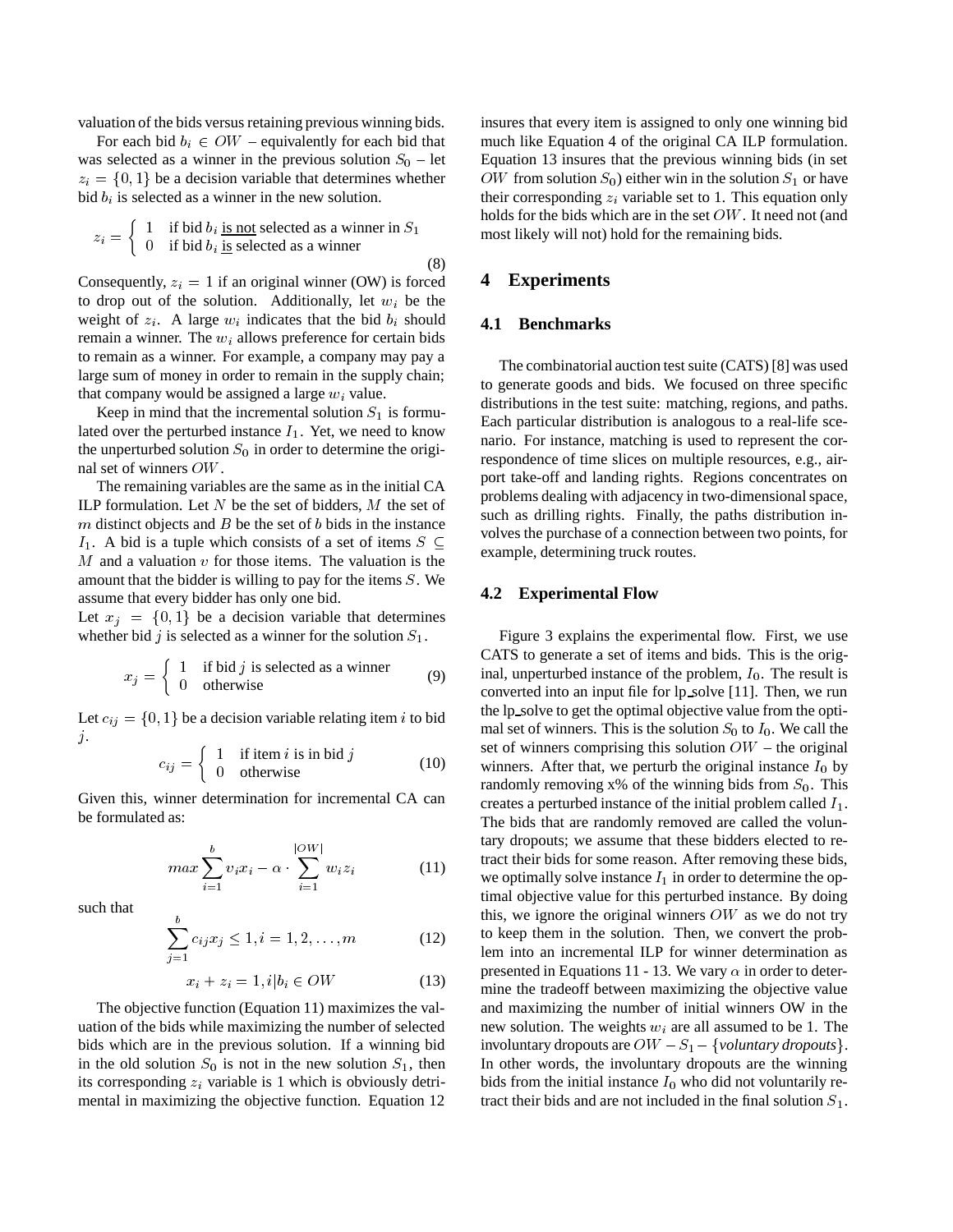valuation of the bids versus retaining previous winning bids.

For each bid $b_i \in OW$ – equivalently for each bid that was selected as a winner in the previous solution $S_0$ – let $z_i = \{0, 1\}$ be a decision variable that determines whether bid $b_i$ is selected as a winner in the new solution.

$$z_i = \begin{cases} 1 & \text{if bid } b_i \text{ \underline{is not} selected as a winner in } S_1 \\ 0 & \text{if bid } b_i \text{ \underline{is} selected as a winner} \end{cases} \tag{8}$$

Consequently, $z_i = 1$ if an original winner (OW) is forced to drop out of the solution. Additionally, let $w_i$ be the weight of $z_i$. A large $w_i$ indicates that the bid $b_i$ should remain a winner. The $w_i$ allows preference for certain bids to remain as a winner. For example, a company may pay a large sum of money in order to remain in the supply chain; that company would be assigned a large $w_i$ value.

Keep in mind that the incremental solution $S_1$ is formulated over the perturbed instance $I_1$. Yet, we need to know the unperturbed solution $S_0$ in order to determine the original set of winners $OW$.

The remaining variables are the same as in the initial CA ILP formulation. Let $N$ be the set of bidders, $M$ the set of $m$ distinct objects and $B$ be the set of $b$ bids in the instance $I_1$. A bid is a tuple which consists of a set of items $S \subseteq M$ and a valuation $v$ for those items. The valuation is the amount that the bidder is willing to pay for the items $S$. We assume that every bidder has only one bid.

Let $x_j = \{0, 1\}$ be a decision variable that determines whether bid $j$ is selected as a winner for the solution $S_1$.

$$x_j = \begin{cases} 1 & \text{if bid } j \text{ is selected as a winner} \\ 0 & \text{otherwise} \end{cases} \tag{9}$$

Let $c_{ij} = \{0, 1\}$ be a decision variable relating item $i$ to bid $j$.

$$c_{ij} = \begin{cases} 1 & \text{if item } i \text{ is in bid } j \\ 0 & \text{otherwise} \end{cases} \tag{10}$$

Given this, winner determination for incremental CA can be formulated as:

$$max \sum_{i=1}^{b} v_i x_i - \alpha \cdot \sum_{i=1}^{|OW|} w_i z_i \tag{11}$$

such that

$$\sum_{j=1}^{b} c_{ij} x_j \leq 1, i = 1, 2, \ldots, m \tag{12}$$

$$x_i + z_i = 1, i | b_i \in OW \tag{13}$$

The objective function (Equation 11) maximizes the valuation of the bids while maximizing the number of selected bids which are in the previous solution. If a winning bid in the old solution $S_0$ is not in the new solution $S_1$, then its corresponding $z_i$ variable is 1 which is obviously detrimental in maximizing the objective function. Equation 12 insures that every item is assigned to only one winning bid much like Equation 4 of the original CA ILP formulation. Equation 13 insures that the previous winning bids (in set $OW$ from solution $S_0$) either win in the solution $S_1$ or have their corresponding $z_i$ variable set to 1. This equation only holds for the bids which are in the set $OW$. It need not (and most likely will not) hold for the remaining bids.

# 4 Experiments

## 4.1 Benchmarks

The combinatorial auction test suite (CATS) [8] was used to generate goods and bids. We focused on three specific distributions in the test suite: matching, regions, and paths. Each particular distribution is analogous to a real-life scenario. For instance, matching is used to represent the correspondence of time slices on multiple resources, e.g., airport take-off and landing rights. Regions concentrates on problems dealing with adjacency in two-dimensional space, such as drilling rights. Finally, the paths distribution involves the purchase of a connection between two points, for example, determining truck routes.

## 4.2 Experimental Flow

Figure 3 explains the experimental flow. First, we use CATS to generate a set of items and bids. This is the original, unperturbed instance of the problem, $I_0$. The result is converted into an input file for lp_solve [11]. Then, we run the lp_solve to get the optimal objective value from the optimal set of winners. This is the solution $S_0$ to $I_0$. We call the set of winners comprising this solution $OW$ – the original winners. After that, we perturb the original instance $I_0$ by randomly removing x% of the winning bids from $S_0$. This creates a perturbed instance of the initial problem called $I_1$. The bids that are randomly removed are called the voluntary dropouts; we assume that these bidders elected to retract their bids for some reason. After removing these bids, we optimally solve instance $I_1$ in order to determine the optimal objective value for this perturbed instance. By doing this, we ignore the original winners $OW$ as we do not try to keep them in the solution. Then, we convert the problem into an incremental ILP for winner determination as presented in Equations 11 - 13. We vary $\alpha$ in order to determine the tradeoff between maximizing the objective value and maximizing the number of initial winners OW in the new solution. The weights $w_i$ are all assumed to be 1. The involuntary dropouts are $OW - S_1 - \{\textit{voluntary dropouts}\}$. In other words, the involuntary dropouts are the winning bids from the initial instance $I_0$ who did not voluntarily retract their bids and are not included in the final solution $S_1$.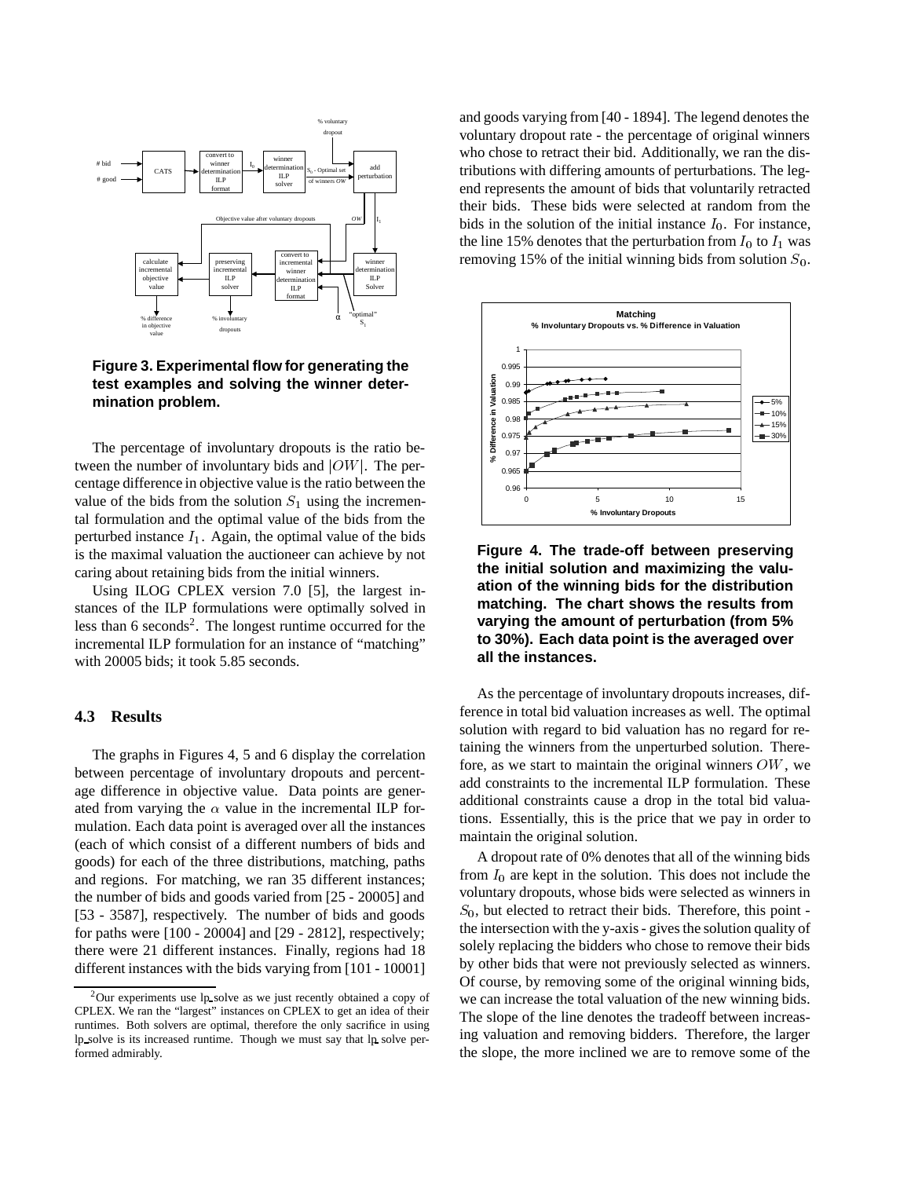**Figure 3. Experimental flow for generating the test examples and solving the winner determination problem.**

The percentage of involuntary dropouts is the ratio between the number of involuntary bids and $|OW|$. The percentage difference in objective value is the ratio between the value of the bids from the solution $S_1$ using the incremental formulation and the optimal value of the bids from the perturbed instance $I_1$. Again, the optimal value of the bids is the maximal valuation the auctioneer can achieve by not caring about retaining bids from the initial winners.

Using ILOG CPLEX version 7.0 [5], the largest instances of the ILP formulations were optimally solved in less than 6 seconds[2]. The longest runtime occurred for the incremental ILP formulation for an instance of "matching" with 20005 bids; it took 5.85 seconds.

### 4.3 Results

The graphs in Figures 4, 5 and 6 display the correlation between percentage of involuntary dropouts and percentage difference in objective value. Data points are generated from varying the $\alpha$ value in the incremental ILP formulation. Each data point is averaged over all the instances (each of which consist of a different numbers of bids and goods) for each of the three distributions, matching, paths and regions. For matching, we ran 35 different instances; the number of bids and goods varied from [25 - 20005] and [53 - 3587], respectively. The number of bids and goods for paths were [100 - 20004] and [29 - 2812], respectively; there were 21 different instances. Finally, regions had 18 different instances with the bids varying from [101 - 10001] and goods varying from [40 - 1894]. The legend denotes the voluntary dropout rate - the percentage of original winners who chose to retract their bid. Additionally, we ran the distributions with differing amounts of perturbations. The legend represents the amount of bids that voluntarily retracted their bids. These bids were selected at random from the bids in the solution of the initial instance $I_0$. For instance, the line 15% denotes that the perturbation from $I_0$ to $I_1$ was removing 15% of the initial winning bids from solution $S_0$.

**Figure 4. The trade-off between preserving the initial solution and maximizing the valuation of the winning bids for the distribution matching. The chart shows the results from varying the amount of perturbation (from 5% to 30%). Each data point is the averaged over all the instances.**

As the percentage of involuntary dropouts increases, difference in total bid valuation increases as well. The optimal solution with regard to bid valuation has no regard for retaining the winners from the unperturbed solution. Therefore, as we start to maintain the original winners $OW$, we add constraints to the incremental ILP formulation. These additional constraints cause a drop in the total bid valuations. Essentially, this is the price that we pay in order to maintain the original solution.

A dropout rate of 0% denotes that all of the winning bids from $I_0$ are kept in the solution. This does not include the voluntary dropouts, whose bids were selected as winners in $S_0$, but elected to retract their bids. Therefore, this point - the intersection with the y-axis - gives the solution quality of solely replacing the bidders who chose to remove their bids by other bids that were not previously selected as winners. Of course, by removing some of the original winning bids, we can increase the total valuation of the new winning bids. The slope of the line denotes the tradeoff between increasing valuation and removing bidders. Therefore, the larger the slope, the more inclined we are to remove some of the

[2] Our experiments use lp_solve as we just recently obtained a copy of CPLEX. We ran the "largest" instances on CPLEX to get an idea of their runtimes. Both solvers are optimal, therefore the only sacrifice in using lp_solve is its increased runtime. Though we must say that lp_solve performed admirably.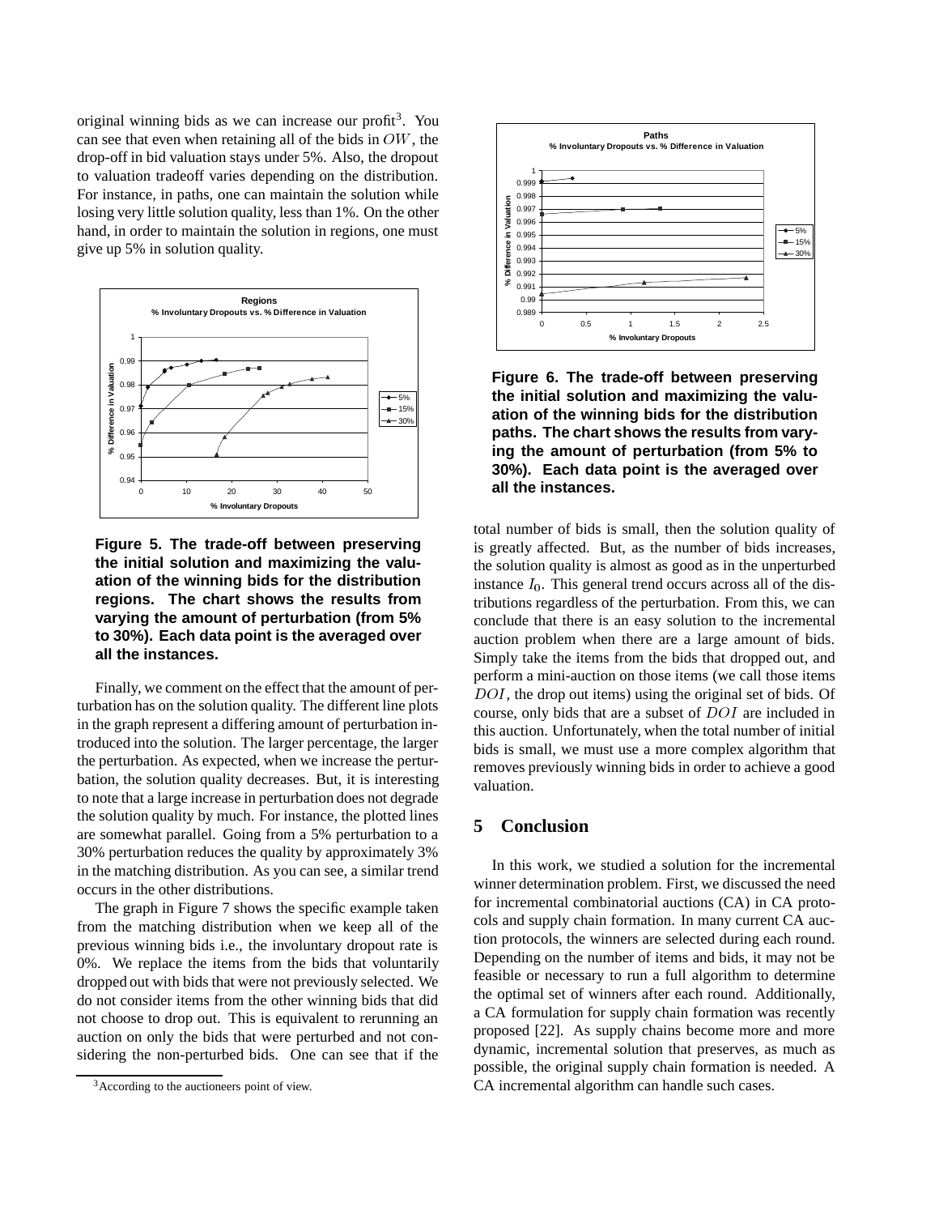original winning bids as we can increase our profit[3]. You can see that even when retaining all of the bids in $OW$, the drop-off in bid valuation stays under 5%. Also, the dropout to valuation tradeoff varies depending on the distribution. For instance, in paths, one can maintain the solution while losing very little solution quality, less than 1%. On the other hand, in order to maintain the solution in regions, one must give up 5% in solution quality.

**Figure 5. The trade-off between preserving the initial solution and maximizing the valuation of the winning bids for the distribution regions. The chart shows the results from varying the amount of perturbation (from 5% to 30%). Each data point is the averaged over all the instances.**

Finally, we comment on the effect that the amount of perturbation has on the solution quality. The different line plots in the graph represent a differing amount of perturbation introduced into the solution. The larger percentage, the larger the perturbation. As expected, when we increase the perturbation, the solution quality decreases. But, it is interesting to note that a large increase in perturbation does not degrade the solution quality by much. For instance, the plotted lines are somewhat parallel. Going from a 5% perturbation to a 30% perturbation reduces the quality by approximately 3% in the matching distribution. As you can see, a similar trend occurs in the other distributions.

The graph in Figure 7 shows the specific example taken from the matching distribution when we keep all of the previous winning bids i.e., the involuntary dropout rate is 0%. We replace the items from the bids that voluntarily dropped out with bids that were not previously selected. We do not consider items from the other winning bids that did not choose to drop out. This is equivalent to rerunning an auction on only the bids that were perturbed and not considering the non-perturbed bids. One can see that if the total number of bids is small, then the solution quality of is greatly affected. But, as the number of bids increases, the solution quality is almost as good as in the unperturbed instance $I_0$. This general trend occurs across all of the distributions regardless of the perturbation. From this, we can conclude that there is an easy solution to the incremental auction problem when there are a large amount of bids. Simply take the items from the bids that dropped out, and perform a mini-auction on those items (we call those items $DOI$, the drop out items) using the original set of bids. Of course, only bids that are a subset of $DOI$ are included in this auction. Unfortunately, when the total number of initial bids is small, we must use a more complex algorithm that removes previously winning bids in order to achieve a good valuation.

**Figure 6. The trade-off between preserving the initial solution and maximizing the valuation of the winning bids for the distribution paths. The chart shows the results from varying the amount of perturbation (from 5% to 30%). Each data point is the averaged over all the instances.**

## 5 Conclusion

In this work, we studied a solution for the incremental winner determination problem. First, we discussed the need for incremental combinatorial auctions (CA) in CA protocols and supply chain formation. In many current CA auction protocols, the winners are selected during each round. Depending on the number of items and bids, it may not be feasible or necessary to run a full algorithm to determine the optimal set of winners after each round. Additionally, a CA formulation for supply chain formation was recently proposed [22]. As supply chains become more and more dynamic, incremental solution that preserves, as much as possible, the original supply chain formation is needed. A CA incremental algorithm can handle such cases.

[3] According to the auctioneers point of view.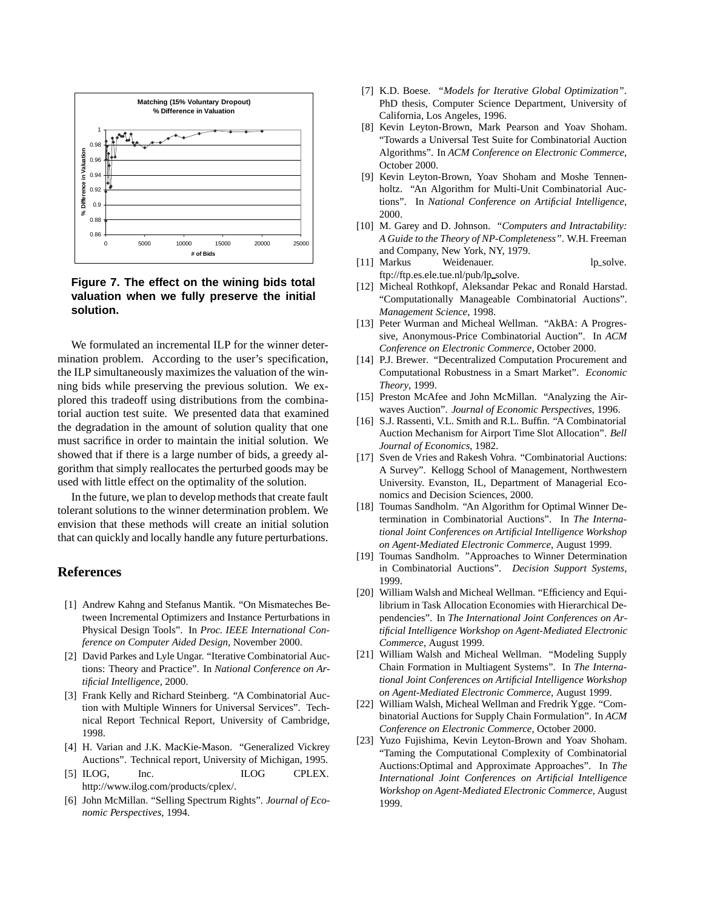Matching (15% Voluntary Dropout)
% Difference in Valuation

% Difference in Valuation

1
0.98
0.96
0.94
0.92
0.9
0.88
0.86

0
5000
10000
15000
20000
25000

# of Bids

**Figure 7. The effect on the wining bids total valuation when we fully preserve the initial solution.**

We formulated an incremental ILP for the winner determination problem. According to the user's specification, the ILP simultaneously maximizes the valuation of the winning bids while preserving the previous solution. We explored this tradeoff using distributions from the combinatorial auction test suite. We presented data that examined the degradation in the amount of solution quality that one must sacrifice in order to maintain the initial solution. We showed that if there is a large number of bids, a greedy algorithm that simply reallocates the perturbed goods may be used with little effect on the optimality of the solution.

In the future, we plan to develop methods that create fault tolerant solutions to the winner determination problem. We envision that these methods will create an initial solution that can quickly and locally handle any future perturbations.

## References

[1] Andrew Kahng and Stefanus Mantik. "On Mismateches Between Incremental Optimizers and Instance Perturbations in Physical Design Tools". In *Proc. IEEE International Conference on Computer Aided Design*, November 2000.

[2] David Parkes and Lyle Ungar. "Iterative Combinatorial Auctions: Theory and Practice". In *National Conference on Artificial Intelligence*, 2000.

[3] Frank Kelly and Richard Steinberg. "A Combinatorial Auction with Multiple Winners for Universal Services". Technical Report Technical Report, University of Cambridge, 1998.

[4] H. Varian and J.K. MacKie-Mason. "Generalized Vickrey Auctions". Technical report, University of Michigan, 1995.

[5] ILOG, Inc. ILOG CPLEX. http://www.ilog.com/products/cplex/.

[6] John McMillan. "Selling Spectrum Rights". *Journal of Economic Perspectives*, 1994.

[7] K.D. Boese. *"Models for Iterative Global Optimization"*. PhD thesis, Computer Science Department, University of California, Los Angeles, 1996.

[8] Kevin Leyton-Brown, Mark Pearson and Yoav Shoham. "Towards a Universal Test Suite for Combinatorial Auction Algorithms". In *ACM Conference on Electronic Commerce*, October 2000.

[9] Kevin Leyton-Brown, Yoav Shoham and Moshe Tennenholtz. "An Algorithm for Multi-Unit Combinatorial Auctions". In *National Conference on Artificial Intelligence*, 2000.

[10] M. Garey and D. Johnson. *"Computers and Intractability: A Guide to the Theory of NP-Completeness"*. W.H. Freeman and Company, New York, NY, 1979.

[11] Markus Weidenauer. lp_solve. ftp://ftp.es.ele.tue.nl/pub/lp_solve.

[12] Micheal Rothkopf, Aleksandar Pekac and Ronald Harstad. "Computationally Manageable Combinatorial Auctions". *Management Science*, 1998.

[13] Peter Wurman and Micheal Wellman. "AkBA: A Progressive, Anonymous-Price Combinatorial Auction". In *ACM Conference on Electronic Commerce*, October 2000.

[14] P.J. Brewer. "Decentralized Computation Procurement and Computational Robustness in a Smart Market". *Economic Theory*, 1999.

[15] Preston McAfee and John McMillan. "Analyzing the Airwaves Auction". *Journal of Economic Perspectives*, 1996.

[16] S.J. Rassenti, V.L. Smith and R.L. Buffin. "A Combinatorial Auction Mechanism for Airport Time Slot Allocation". *Bell Journal of Economics*, 1982.

[17] Sven de Vries and Rakesh Vohra. "Combinatorial Auctions: A Survey". Kellogg School of Management, Northwestern University. Evanston, IL, Department of Managerial Economics and Decision Sciences, 2000.

[18] Toumas Sandholm. "An Algorithm for Optimal Winner Determination in Combinatorial Auctions". In *The International Joint Conferences on Artificial Intelligence Workshop on Agent-Mediated Electronic Commerce*, August 1999.

[19] Toumas Sandholm. "Approaches to Winner Determination in Combinatorial Auctions". *Decision Support Systems*, 1999.

[20] William Walsh and Micheal Wellman. "Efficiency and Equilibrium in Task Allocation Economies with Hierarchical Dependencies". In *The International Joint Conferences on Artificial Intelligence Workshop on Agent-Mediated Electronic Commerce*, August 1999.

[21] William Walsh and Micheal Wellman. "Modeling Supply Chain Formation in Multiagent Systems". In *The International Joint Conferences on Artificial Intelligence Workshop on Agent-Mediated Electronic Commerce*, August 1999.

[22] William Walsh, Micheal Wellman and Fredrik Ygge. "Combinatorial Auctions for Supply Chain Formulation". In *ACM Conference on Electronic Commerce*, October 2000.

[23] Yuzo Fujishima, Kevin Leyton-Brown and Yoav Shoham. "Taming the Computational Complexity of Combinatorial Auctions:Optimal and Approximate Approaches". In *The International Joint Conferences on Artificial Intelligence Workshop on Agent-Mediated Electronic Commerce*, August 1999.